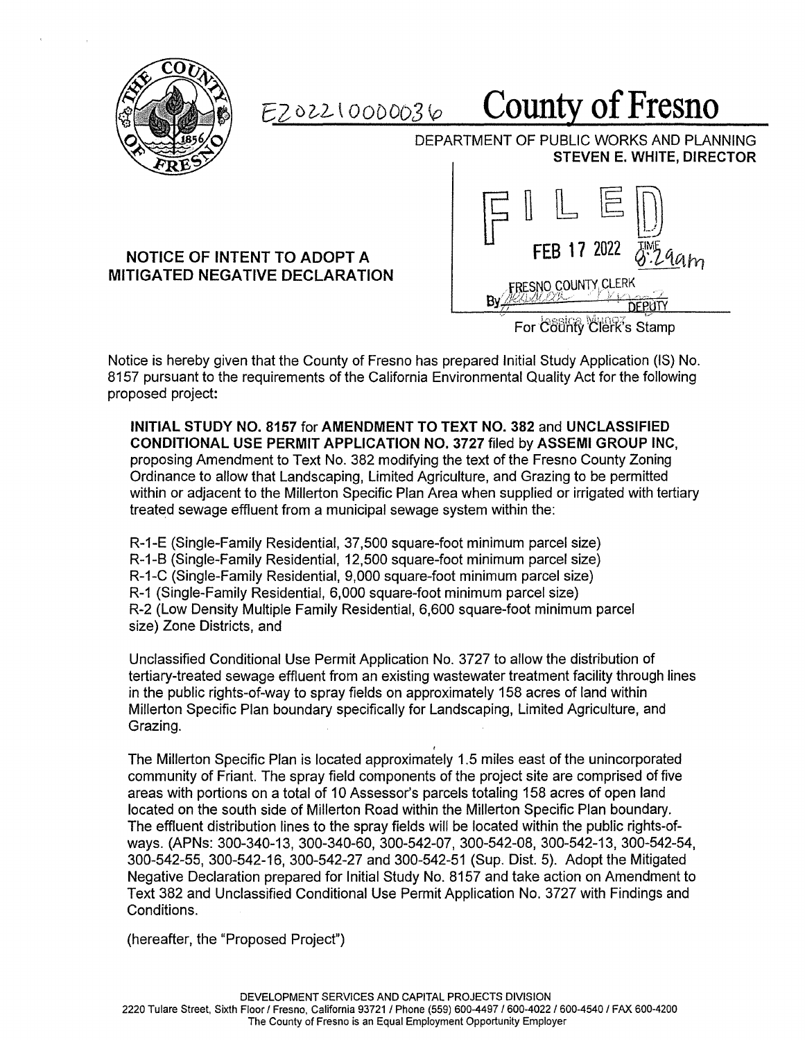E202210000036 **County of Fresno**

DEPARTMENT OF PUBLIC WORKS AND PLANNING
**STEVEN E. WHITE, DIRECTOR**

FILED
FEB 17 2022 TIME 8:29am
FRESNO COUNTY CLERK
By Jessica Munoz DEPUTY
For County Clerk's Stamp

## NOTICE OF INTENT TO ADOPT A MITIGATED NEGATIVE DECLARATION

Notice is hereby given that the County of Fresno has prepared Initial Study Application (IS) No. 8157 pursuant to the requirements of the California Environmental Quality Act for the following proposed project:

**INITIAL STUDY NO. 8157** for **AMENDMENT TO TEXT NO. 382** and **UNCLASSIFIED CONDITIONAL USE PERMIT APPLICATION NO. 3727** filed by **ASSEMI GROUP INC**, proposing Amendment to Text No. 382 modifying the text of the Fresno County Zoning Ordinance to allow that Landscaping, Limited Agriculture, and Grazing to be permitted within or adjacent to the Millerton Specific Plan Area when supplied or irrigated with tertiary treated sewage effluent from a municipal sewage system within the:

R-1-E (Single-Family Residential, 37,500 square-foot minimum parcel size)
R-1-B (Single-Family Residential, 12,500 square-foot minimum parcel size)
R-1-C (Single-Family Residential, 9,000 square-foot minimum parcel size)
R-1 (Single-Family Residential, 6,000 square-foot minimum parcel size)
R-2 (Low Density Multiple Family Residential, 6,600 square-foot minimum parcel size) Zone Districts, and

Unclassified Conditional Use Permit Application No. 3727 to allow the distribution of tertiary-treated sewage effluent from an existing wastewater treatment facility through lines in the public rights-of-way to spray fields on approximately 158 acres of land within Millerton Specific Plan boundary specifically for Landscaping, Limited Agriculture, and Grazing.

The Millerton Specific Plan is located approximately 1.5 miles east of the unincorporated community of Friant. The spray field components of the project site are comprised of five areas with portions on a total of 10 Assessor's parcels totaling 158 acres of open land located on the south side of Millerton Road within the Millerton Specific Plan boundary. The effluent distribution lines to the spray fields will be located within the public rights-of-ways. (APNs: 300-340-13, 300-340-60, 300-542-07, 300-542-08, 300-542-13, 300-542-54, 300-542-55, 300-542-16, 300-542-27 and 300-542-51 (Sup. Dist. 5). Adopt the Mitigated Negative Declaration prepared for Initial Study No. 8157 and take action on Amendment to Text 382 and Unclassified Conditional Use Permit Application No. 3727 with Findings and Conditions.

(hereafter, the "Proposed Project")

DEVELOPMENT SERVICES AND CAPITAL PROJECTS DIVISION
2220 Tulare Street, Sixth Floor / Fresno, California 93721 / Phone (559) 600-4497 / 600-4022 / 600-4540 / FAX 600-4200
The County of Fresno is an Equal Employment Opportunity Employer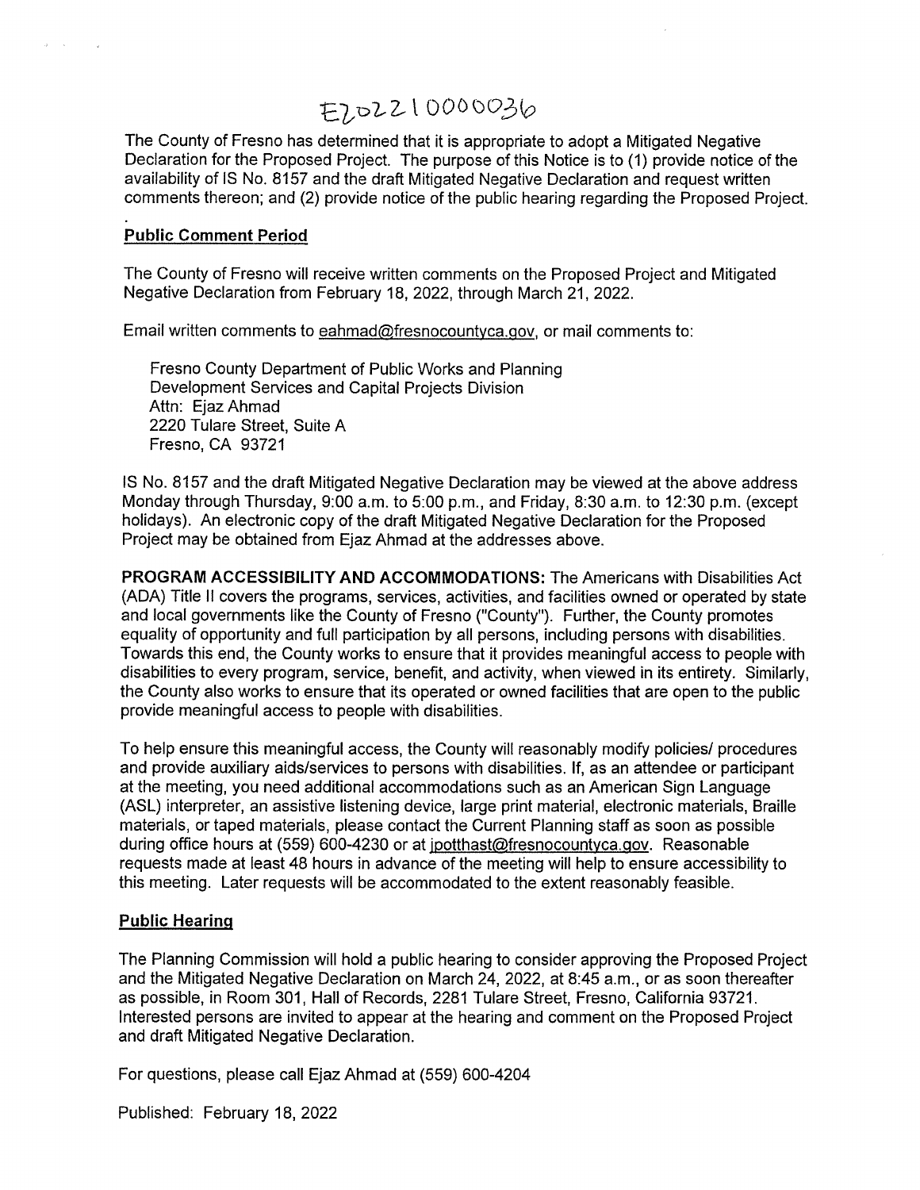E202210000036

The County of Fresno has determined that it is appropriate to adopt a Mitigated Negative Declaration for the Proposed Project. The purpose of this Notice is to (1) provide notice of the availability of IS No. 8157 and the draft Mitigated Negative Declaration and request written comments thereon; and (2) provide notice of the public hearing regarding the Proposed Project.

**Public Comment Period**

The County of Fresno will receive written comments on the Proposed Project and Mitigated Negative Declaration from February 18, 2022, through March 21, 2022.

Email written comments to eahmad@fresnocountyca.gov, or mail comments to:

Fresno County Department of Public Works and Planning
Development Services and Capital Projects Division
Attn: Ejaz Ahmad
2220 Tulare Street, Suite A
Fresno, CA 93721

IS No. 8157 and the draft Mitigated Negative Declaration may be viewed at the above address Monday through Thursday, 9:00 a.m. to 5:00 p.m., and Friday, 8:30 a.m. to 12:30 p.m. (except holidays). An electronic copy of the draft Mitigated Negative Declaration for the Proposed Project may be obtained from Ejaz Ahmad at the addresses above.

**PROGRAM ACCESSIBILITY AND ACCOMMODATIONS:** The Americans with Disabilities Act (ADA) Title II covers the programs, services, activities, and facilities owned or operated by state and local governments like the County of Fresno ("County"). Further, the County promotes equality of opportunity and full participation by all persons, including persons with disabilities. Towards this end, the County works to ensure that it provides meaningful access to people with disabilities to every program, service, benefit, and activity, when viewed in its entirety. Similarly, the County also works to ensure that its operated or owned facilities that are open to the public provide meaningful access to people with disabilities.

To help ensure this meaningful access, the County will reasonably modify policies/ procedures and provide auxiliary aids/services to persons with disabilities. If, as an attendee or participant at the meeting, you need additional accommodations such as an American Sign Language (ASL) interpreter, an assistive listening device, large print material, electronic materials, Braille materials, or taped materials, please contact the Current Planning staff as soon as possible during office hours at (559) 600-4230 or at jpotthast@fresnocountyca.gov. Reasonable requests made at least 48 hours in advance of the meeting will help to ensure accessibility to this meeting. Later requests will be accommodated to the extent reasonably feasible.

**Public Hearing**

The Planning Commission will hold a public hearing to consider approving the Proposed Project and the Mitigated Negative Declaration on March 24, 2022, at 8:45 a.m., or as soon thereafter as possible, in Room 301, Hall of Records, 2281 Tulare Street, Fresno, California 93721. Interested persons are invited to appear at the hearing and comment on the Proposed Project and draft Mitigated Negative Declaration.

For questions, please call Ejaz Ahmad at (559) 600-4204

Published: February 18, 2022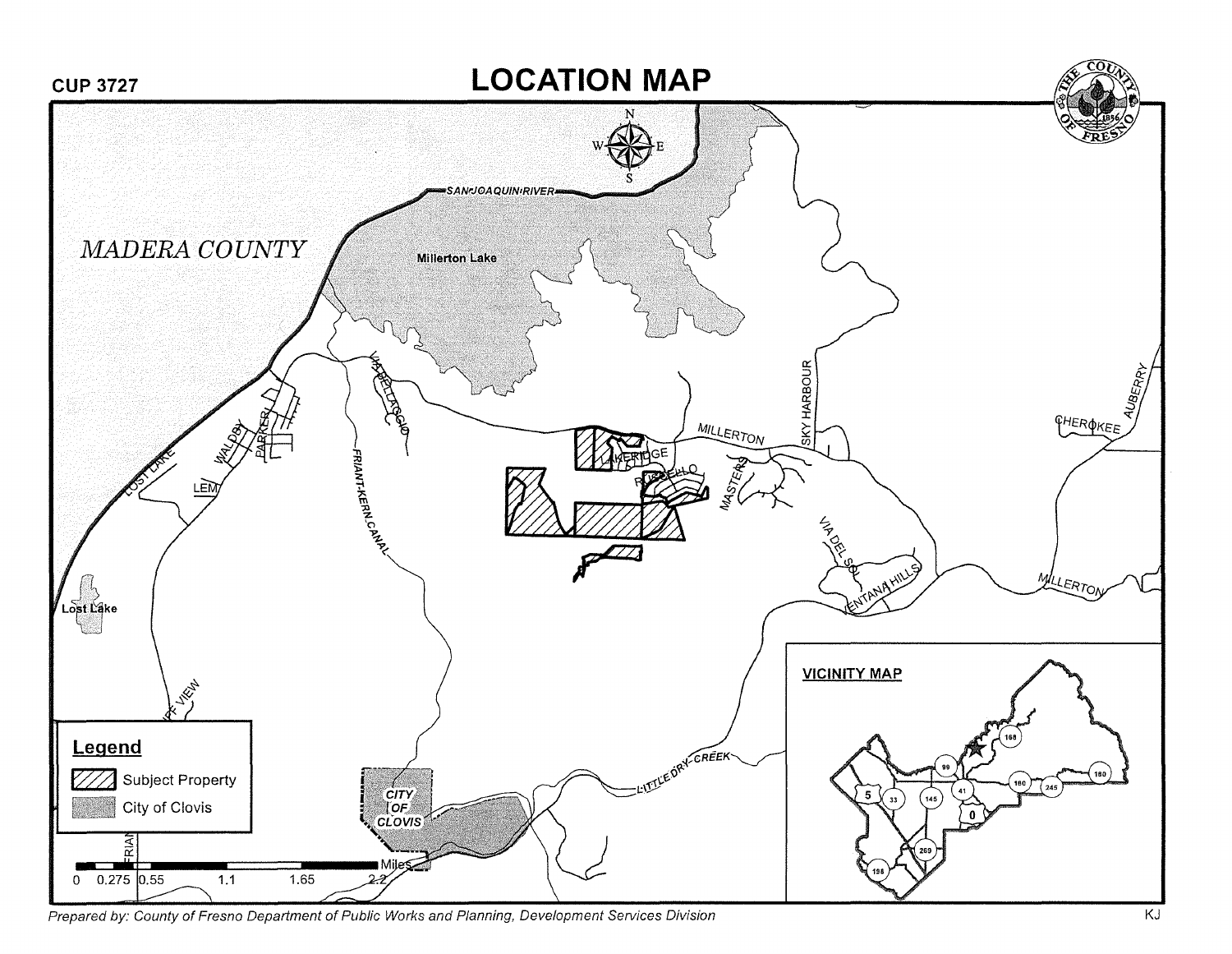CUP 3727

# LOCATION MAP

N

W E

S

SAN JOAQUIN RIVER

MADERA COUNTY

Millerton Lake

VIA BELLAGGIO

FRIANT-KERN CANAL

LOST LAKE

WALDBY

PARKER

LEM

Lost Lake

MILLERTON

LAKERIDGE

RUSSELLO

MASTERS

SKY HARBOUR

VIA DEL SOL

VENTANA HILLS

MILLERTON

CHEROKEE

AUBERRY

LITTLE DRY CREEK

CITY OF CLOVIS

FF VIEW

FRIAN

**Legend**

Subject Property

City of Clovis

Miles

0 0.275 0.55 1.1 1.65 2.2

VICINITY MAP

168

99

5

33

145

41

180

245

180

0

269

198

*Prepared by: County of Fresno Department of Public Works and Planning, Development Services Division*

KJ